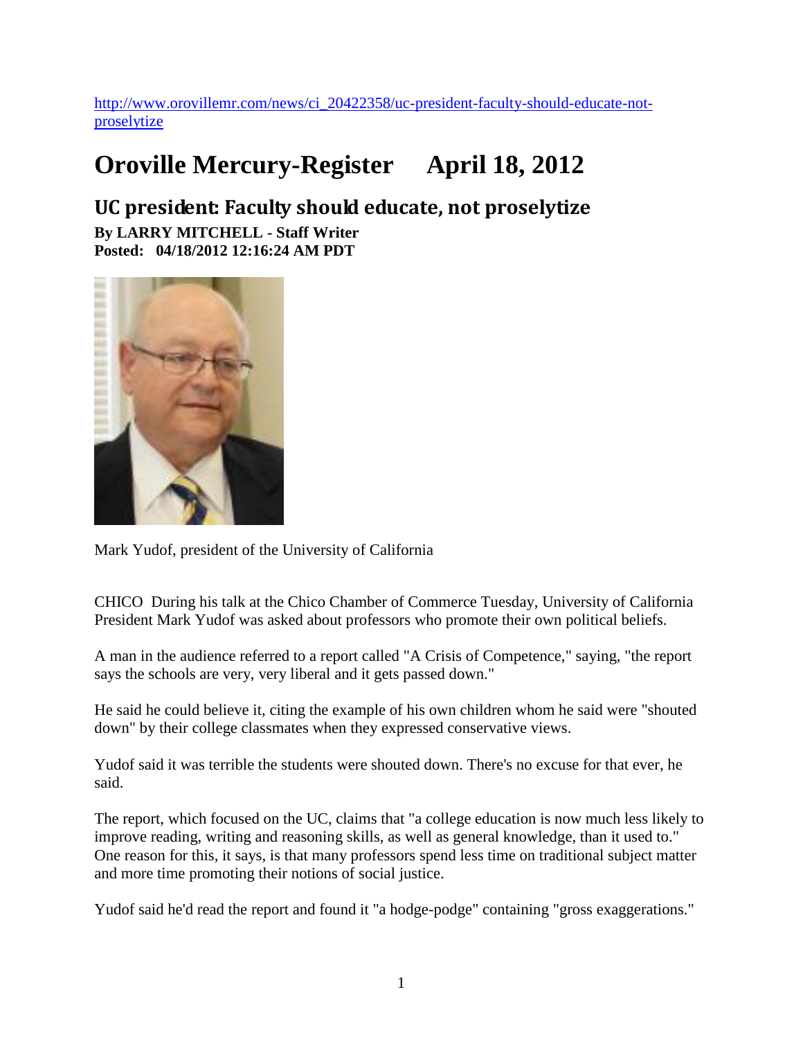http://www.orovillemr.com/news/ci_20422358/uc-president-faculty-should-educate-not-proselytize

# Oroville Mercury-Register     April 18, 2012

## UC president: Faculty should educate, not proselytize

**By LARRY MITCHELL - Staff Writer**
**Posted: 04/18/2012 12:16:24 AM PDT**

Mark Yudof, president of the University of California

CHICO During his talk at the Chico Chamber of Commerce Tuesday, University of California President Mark Yudof was asked about professors who promote their own political beliefs.

A man in the audience referred to a report called "A Crisis of Competence," saying, "the report says the schools are very, very liberal and it gets passed down."

He said he could believe it, citing the example of his own children whom he said were "shouted down" by their college classmates when they expressed conservative views.

Yudof said it was terrible the students were shouted down. There's no excuse for that ever, he said.

The report, which focused on the UC, claims that "a college education is now much less likely to improve reading, writing and reasoning skills, as well as general knowledge, than it used to." One reason for this, it says, is that many professors spend less time on traditional subject matter and more time promoting their notions of social justice.

Yudof said he'd read the report and found it "a hodge-podge" containing "gross exaggerations."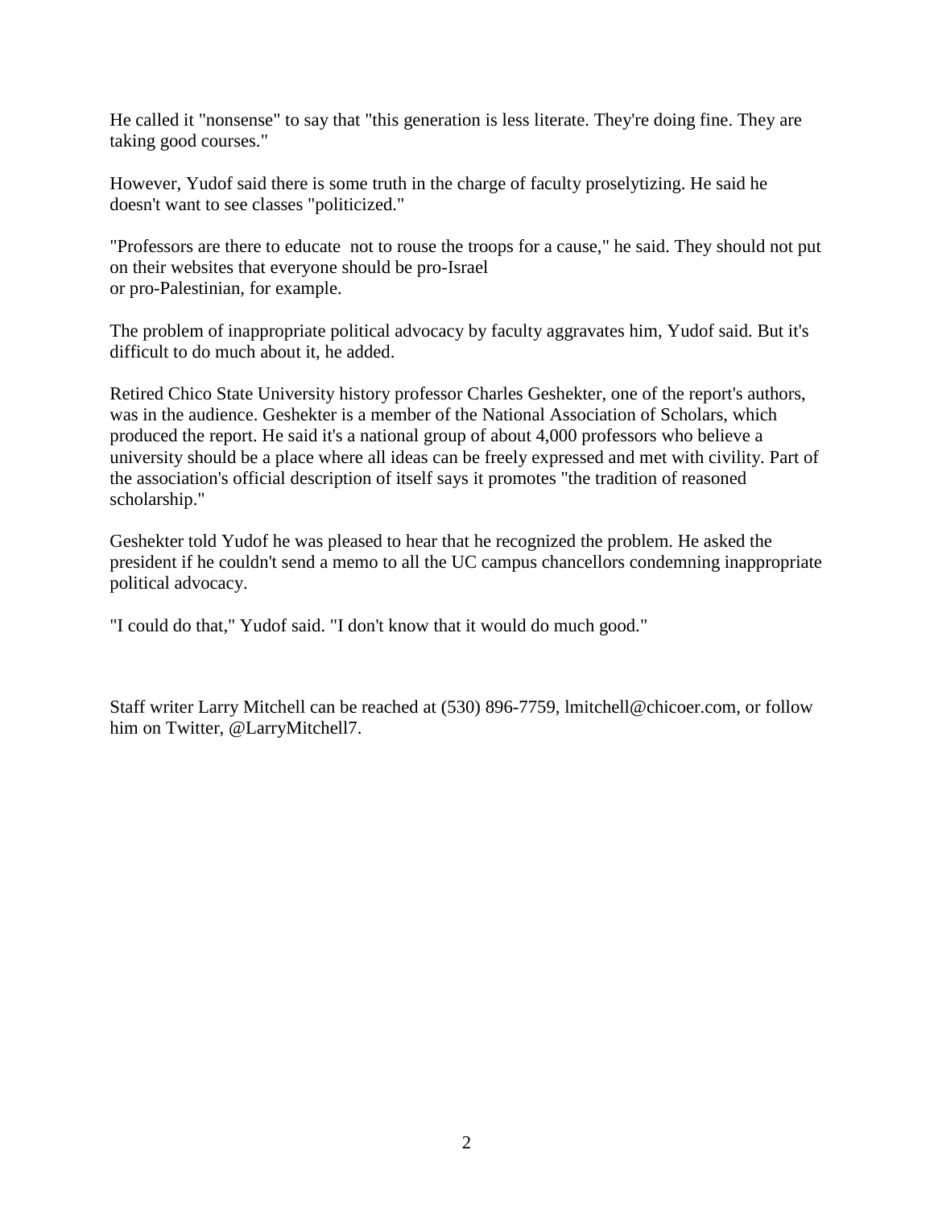He called it "nonsense" to say that "this generation is less literate. They're doing fine. They are taking good courses."

However, Yudof said there is some truth in the charge of faculty proselytizing. He said he doesn't want to see classes "politicized."

"Professors are there to educate  not to rouse the troops for a cause," he said. They should not put on their websites that everyone should be pro-Israel or pro-Palestinian, for example.

The problem of inappropriate political advocacy by faculty aggravates him, Yudof said. But it's difficult to do much about it, he added.

Retired Chico State University history professor Charles Geshekter, one of the report's authors, was in the audience. Geshekter is a member of the National Association of Scholars, which produced the report. He said it's a national group of about 4,000 professors who believe a university should be a place where all ideas can be freely expressed and met with civility. Part of the association's official description of itself says it promotes "the tradition of reasoned scholarship."

Geshekter told Yudof he was pleased to hear that he recognized the problem. He asked the president if he couldn't send a memo to all the UC campus chancellors condemning inappropriate political advocacy.

"I could do that," Yudof said. "I don't know that it would do much good."

Staff writer Larry Mitchell can be reached at (530) 896-7759, lmitchell@chicoer.com, or follow him on Twitter, @LarryMitchell7.